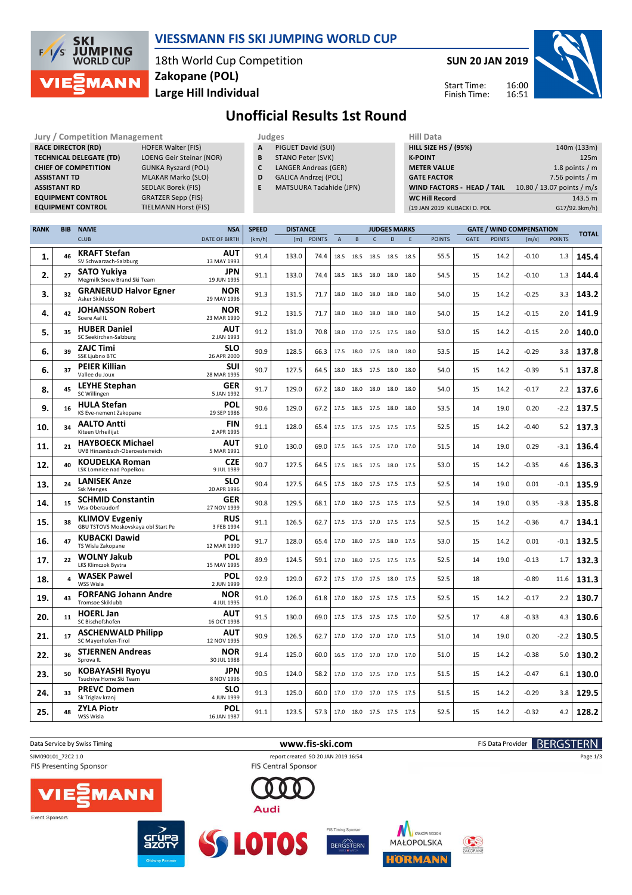# VIESSMANN FIS SKI JUMPING WORLD CUP

18th World Cup Competition
**Zakopane (POL)**
**Large Hill Individual**

**SUN 20 JAN 2019**

Start Time: 16:00
Finish Time: 16:51

## Unofficial Results 1st Round

| Jury / Competition Management | |
|---|---|
| RACE DIRECTOR (RD) | HOFER Walter (FIS) |
| TECHNICAL DELEGATE (TD) | LOENG Geir Steinar (NOR) |
| CHIEF OF COMPETITION | GUNKA Ryszard (POL) |
| ASSISTANT TD | MLAKAR Marko (SLO) |
| ASSISTANT RD | SEDLAK Borek (FIS) |
| EQUIPMENT CONTROL | GRATZER Sepp (FIS) |
| EQUIPMENT CONTROL | TIELMANN Horst (FIS) |

| Judges | |
|---|---|
| A | PIGUET David (SUI) |
| B | STANO Peter (SVK) |
| C | LANGER Andreas (GER) |
| D | GALICA Andrzej (POL) |
| E | MATSUURA Tadahide (JPN) |

| Hill Data | |
|---|---|
| HILL SIZE HS / (95%) | 140m (133m) |
| K-POINT | 125m |
| METER VALUE | 1.8 points / m |
| GATE FACTOR | 7.56 points / m |
| WIND FACTORS - HEAD / TAIL | 10.80 / 13.07 points / m/s |
| WC Hill Record | 143.5 m |
| (19 JAN 2019 KUBACKI D. POL | G17/92.3km/h) |

| RANK | BIB | NAME / CLUB | NSA / DATE OF BIRTH | SPEED [km/h] | DISTANCE [m] | DISTANCE POINTS | A | B | C | D | E | JUDGES POINTS | GATE | GATE POINTS | WIND [m/s] | WIND POINTS | TOTAL |
|---|---|---|---|---|---|---|---|---|---|---|---|---|---|---|---|---|---|
| 1. | 46 | KRAFT Stefan / SV Schwarzach-Salzburg | AUT / 13 MAY 1993 | 91.4 | 133.0 | 74.4 | 18.5 | 18.5 | 18.5 | 18.5 | 18.5 | 55.5 | 15 | 14.2 | -0.10 | 1.3 | 145.4 |
| 2. | 27 | SATO Yukiya / Megmilk Snow Brand Ski Team | JPN / 19 JUN 1995 | 91.1 | 133.0 | 74.4 | 18.5 | 18.5 | 18.0 | 18.0 | 18.0 | 54.5 | 15 | 14.2 | -0.10 | 1.3 | 144.4 |
| 3. | 32 | GRANERUD Halvor Egner / Asker Skiklubb | NOR / 29 MAY 1996 | 91.3 | 131.5 | 71.7 | 18.0 | 18.0 | 18.0 | 18.0 | 18.0 | 54.0 | 15 | 14.2 | -0.25 | 3.3 | 143.2 |
| 4. | 42 | JOHANSSON Robert / Soere Aal IL | NOR / 23 MAR 1990 | 91.2 | 131.5 | 71.7 | 18.0 | 18.0 | 18.0 | 18.0 | 18.0 | 54.0 | 15 | 14.2 | -0.15 | 2.0 | 141.9 |
| 5. | 35 | HUBER Daniel / SC Seekirchen-Salzburg | AUT / 2 JAN 1993 | 91.2 | 131.0 | 70.8 | 18.0 | 17.0 | 17.5 | 17.5 | 18.0 | 53.0 | 15 | 14.2 | -0.15 | 2.0 | 140.0 |
| 6. | 39 | ZAJC Timi / SSK Ljubno BTC | SLO / 26 APR 2000 | 90.9 | 128.5 | 66.3 | 17.5 | 18.0 | 17.5 | 18.0 | 18.0 | 53.5 | 15 | 14.2 | -0.29 | 3.8 | 137.8 |
| 6. | 37 | PEIER Killian / Vallee du Joux | SUI / 28 MAR 1995 | 90.7 | 127.5 | 64.5 | 18.0 | 18.5 | 17.5 | 18.0 | 18.0 | 54.0 | 15 | 14.2 | -0.39 | 5.1 | 137.8 |
| 8. | 45 | LEYHE Stephan / SC Willingen | GER / 5 JAN 1992 | 91.7 | 129.0 | 67.2 | 18.0 | 18.0 | 18.0 | 18.0 | 18.0 | 54.0 | 15 | 14.2 | -0.17 | 2.2 | 137.6 |
| 9. | 16 | HULA Stefan / KS Eve-nement Zakopane | POL / 29 SEP 1986 | 90.6 | 129.0 | 67.2 | 17.5 | 18.5 | 17.5 | 18.0 | 18.0 | 53.5 | 14 | 19.0 | 0.20 | -2.2 | 137.5 |
| 10. | 34 | AALTO Antti / Kiteen Urheilijat | FIN / 2 APR 1995 | 91.1 | 128.0 | 65.4 | 17.5 | 17.5 | 17.5 | 17.5 | 17.5 | 52.5 | 15 | 14.2 | -0.40 | 5.2 | 137.3 |
| 11. | 21 | HAYBOECK Michael / UVB Hinzenbach-Oberoesterreich | AUT / 5 MAR 1991 | 91.0 | 130.0 | 69.0 | 17.5 | 16.5 | 17.5 | 17.0 | 17.0 | 51.5 | 14 | 19.0 | 0.29 | -3.1 | 136.4 |
| 12. | 40 | KOUDELKA Roman / LSK Lomnice nad Popelkou | CZE / 9 JUL 1989 | 90.7 | 127.5 | 64.5 | 17.5 | 18.5 | 17.5 | 18.0 | 17.5 | 53.0 | 15 | 14.2 | -0.35 | 4.6 | 136.3 |
| 13. | 24 | LANISEK Anze / Ssk Menges | SLO / 20 APR 1996 | 90.4 | 127.5 | 64.5 | 17.5 | 18.0 | 17.5 | 17.5 | 17.5 | 52.5 | 14 | 19.0 | 0.01 | -0.1 | 135.9 |
| 14. | 15 | SCHMID Constantin / Wsv Oberaudorf | GER / 27 NOV 1999 | 90.8 | 129.5 | 68.1 | 17.0 | 18.0 | 17.5 | 17.5 | 17.5 | 52.5 | 14 | 19.0 | 0.35 | -3.8 | 135.8 |
| 15. | 38 | KLIMOV Evgeniy / GBU TSTOVS Moskovskaya obl Start Pe | RUS / 3 FEB 1994 | 91.1 | 126.5 | 62.7 | 17.5 | 17.5 | 17.0 | 17.5 | 17.5 | 52.5 | 15 | 14.2 | -0.36 | 4.7 | 134.1 |
| 16. | 47 | KUBACKI Dawid / TS Wisla Zakopane | POL / 12 MAR 1990 | 91.7 | 128.0 | 65.4 | 17.0 | 18.0 | 17.5 | 18.0 | 17.5 | 53.0 | 15 | 14.2 | 0.01 | -0.1 | 132.5 |
| 17. | 22 | WOLNY Jakub / LKS Klimczok Bystra | POL / 15 MAY 1995 | 89.9 | 124.5 | 59.1 | 17.0 | 18.0 | 17.5 | 17.5 | 17.5 | 52.5 | 14 | 19.0 | -0.13 | 1.7 | 132.3 |
| 18. | 4 | WASEK Pawel / WSS Wisla | POL / 2 JUN 1999 | 92.9 | 129.0 | 67.2 | 17.5 | 17.0 | 17.5 | 18.0 | 17.5 | 52.5 | 18 | | -0.89 | 11.6 | 131.3 |
| 19. | 43 | FORFANG Johann Andre / Tromsoe Skiklubb | NOR / 4 JUL 1995 | 91.0 | 126.0 | 61.8 | 17.0 | 18.0 | 17.5 | 17.5 | 17.5 | 52.5 | 15 | 14.2 | -0.17 | 2.2 | 130.7 |
| 20. | 11 | HOERL Jan / SC Bischofshofen | AUT / 16 OCT 1998 | 91.5 | 130.0 | 69.0 | 17.5 | 17.5 | 17.5 | 17.5 | 17.0 | 52.5 | 17 | 4.8 | -0.33 | 4.3 | 130.6 |
| 21. | 17 | ASCHENWALD Philipp / SC Mayerhofen-Tirol | AUT / 12 NOV 1995 | 90.9 | 126.5 | 62.7 | 17.0 | 17.0 | 17.0 | 17.0 | 17.5 | 51.0 | 14 | 19.0 | 0.20 | -2.2 | 130.5 |
| 22. | 36 | STJERNEN Andreas / Sprova IL | NOR / 30 JUL 1988 | 91.4 | 125.0 | 60.0 | 16.5 | 17.0 | 17.0 | 17.0 | 17.0 | 51.0 | 15 | 14.2 | -0.38 | 5.0 | 130.2 |
| 23. | 50 | KOBAYASHI Ryoyu / Tsuchiya Home Ski Team | JPN / 8 NOV 1996 | 90.5 | 124.0 | 58.2 | 17.0 | 17.0 | 17.5 | 17.0 | 17.5 | 51.5 | 15 | 14.2 | -0.47 | 6.1 | 130.0 |
| 24. | 33 | PREVC Domen / Sk Triglav kranj | SLO / 4 JUN 1999 | 91.3 | 125.0 | 60.0 | 17.0 | 17.0 | 17.0 | 17.5 | 17.5 | 51.5 | 15 | 14.2 | -0.29 | 3.8 | 129.5 |
| 25. | 48 | ZYLA Piotr / WSS Wisla | POL / 16 JAN 1987 | 91.1 | 123.5 | 57.3 | 17.0 | 18.0 | 17.5 | 17.5 | 17.5 | 52.5 | 15 | 14.2 | -0.32 | 4.2 | 128.2 |

Data Service by Swiss Timing — www.fis-ski.com — FIS Data Provider BERGSTERN

SJM090101_72C2 1.0 — report created SO 20 JAN 2019 16:54

FIS Presenting Sponsor — FIS Central Sponsor

Event Sponsors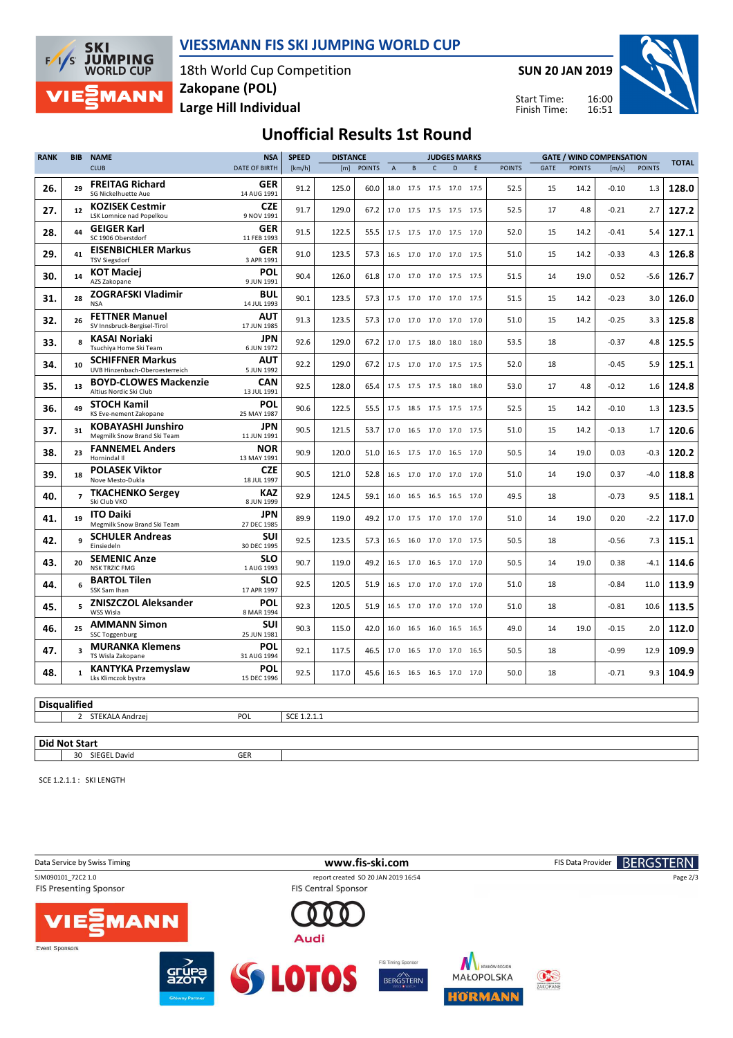# VIESSMANN FIS SKI JUMPING WORLD CUP

18th World Cup Competition
Zakopane (POL)
Large Hill Individual

**SUN 20 JAN 2019**

Start Time: 16:00
Finish Time: 16:51

## Unofficial Results 1st Round

| RANK | BIB | NAME / CLUB | NSA / DATE OF BIRTH | SPEED [km/h] | DISTANCE [m] | DISTANCE POINTS | A | B | C | D | E | JUDGES POINTS | GATE | GATE POINTS | WIND [m/s] | WIND POINTS | TOTAL |
|---|---|---|---|---|---|---|---|---|---|---|---|---|---|---|---|---|---|
| 26. | 29 | **FREITAG Richard** SG Nickelhuette Aue | GER 14 AUG 1991 | 91.2 | 125.0 | 60.0 | 18.0 | 17.5 | 17.5 | 17.0 | 17.5 | 52.5 | 15 | 14.2 | -0.10 | 1.3 | 128.0 |
| 27. | 12 | **KOZISEK Cestmir** LSK Lomnice nad Popelkou | CZE 9 NOV 1991 | 91.7 | 129.0 | 67.2 | 17.0 | 17.5 | 17.5 | 17.5 | 17.5 | 52.5 | 17 | 4.8 | -0.21 | 2.7 | 127.2 |
| 28. | 44 | **GEIGER Karl** SC 1906 Oberstdorf | GER 11 FEB 1993 | 91.5 | 122.5 | 55.5 | 17.5 | 17.5 | 17.0 | 17.5 | 17.0 | 52.0 | 15 | 14.2 | -0.41 | 5.4 | 127.1 |
| 29. | 41 | **EISENBICHLER Markus** TSV Siegsdorf | GER 3 APR 1991 | 91.0 | 123.5 | 57.3 | 16.5 | 17.0 | 17.0 | 17.0 | 17.5 | 51.0 | 15 | 14.2 | -0.33 | 4.3 | 126.8 |
| 30. | 14 | **KOT Maciej** AZS Zakopane | POL 9 JUN 1991 | 90.4 | 126.0 | 61.8 | 17.0 | 17.0 | 17.0 | 17.5 | 17.5 | 51.5 | 14 | 19.0 | 0.52 | -5.6 | 126.7 |
| 31. | 28 | **ZOGRAFSKI Vladimir** NSA | BUL 14 JUL 1993 | 90.1 | 123.5 | 57.3 | 17.5 | 17.0 | 17.0 | 17.0 | 17.5 | 51.5 | 15 | 14.2 | -0.23 | 3.0 | 126.0 |
| 32. | 26 | **FETTNER Manuel** SV Innsbruck-Bergisel-Tirol | AUT 17 JUN 1985 | 91.3 | 123.5 | 57.3 | 17.0 | 17.0 | 17.0 | 17.0 | 17.0 | 51.0 | 15 | 14.2 | -0.25 | 3.3 | 125.8 |
| 33. | 8 | **KASAI Noriaki** Tsuchiya Home Ski Team | JPN 6 JUN 1972 | 92.6 | 129.0 | 67.2 | 17.0 | 17.5 | 18.0 | 18.0 | 18.0 | 53.5 | 18 | | -0.37 | 4.8 | 125.5 |
| 34. | 10 | **SCHIFFNER Markus** UVB Hinzenbach-Oberoesterreich | AUT 5 JUN 1992 | 92.2 | 129.0 | 67.2 | 17.5 | 17.0 | 17.0 | 17.5 | 17.5 | 52.0 | 18 | | -0.45 | 5.9 | 125.1 |
| 35. | 13 | **BOYD-CLOWES Mackenzie** Altius Nordic Ski Club | CAN 13 JUL 1991 | 92.5 | 128.0 | 65.4 | 17.5 | 17.5 | 17.5 | 18.0 | 18.0 | 53.0 | 17 | 4.8 | -0.12 | 1.6 | 124.8 |
| 36. | 49 | **STOCH Kamil** KS Eve-nement Zakopane | POL 25 MAY 1987 | 90.6 | 122.5 | 55.5 | 17.5 | 18.5 | 17.5 | 17.5 | 17.5 | 52.5 | 15 | 14.2 | -0.10 | 1.3 | 123.5 |
| 37. | 31 | **KOBAYASHI Junshiro** Megmilk Snow Brand Ski Team | JPN 11 JUN 1991 | 90.5 | 121.5 | 53.7 | 17.0 | 16.5 | 17.0 | 17.0 | 17.5 | 51.0 | 15 | 14.2 | -0.13 | 1.7 | 120.6 |
| 38. | 23 | **FANNEMEL Anders** Hornindal Il | NOR 13 MAY 1991 | 90.9 | 120.0 | 51.0 | 16.5 | 17.5 | 17.0 | 16.5 | 17.0 | 50.5 | 14 | 19.0 | 0.03 | -0.3 | 120.2 |
| 39. | 18 | **POLASEK Viktor** Nove Mesto-Dukla | CZE 18 JUL 1997 | 90.5 | 121.0 | 52.8 | 16.5 | 17.0 | 17.0 | 17.0 | 17.0 | 51.0 | 14 | 19.0 | 0.37 | -4.0 | 118.8 |
| 40. | 7 | **TKACHENKO Sergey** Ski Club VKO | KAZ 8 JUN 1999 | 92.9 | 124.5 | 59.1 | 16.0 | 16.5 | 16.5 | 16.5 | 17.0 | 49.5 | 18 | | -0.73 | 9.5 | 118.1 |
| 41. | 19 | **ITO Daiki** Megmilk Snow Brand Ski Team | JPN 27 DEC 1985 | 89.9 | 119.0 | 49.2 | 17.0 | 17.5 | 17.0 | 17.0 | 17.0 | 51.0 | 14 | 19.0 | 0.20 | -2.2 | 117.0 |
| 42. | 9 | **SCHULER Andreas** Einsiedeln | SUI 30 DEC 1995 | 92.5 | 123.5 | 57.3 | 16.5 | 16.0 | 17.0 | 17.0 | 17.5 | 50.5 | 18 | | -0.56 | 7.3 | 115.1 |
| 43. | 20 | **SEMENIC Anze** NSK TRZIC FMG | SLO 1 AUG 1993 | 90.7 | 119.0 | 49.2 | 16.5 | 17.0 | 16.5 | 17.0 | 17.0 | 50.5 | 14 | 19.0 | 0.38 | -4.1 | 114.6 |
| 44. | 6 | **BARTOL Tilen** SSK Sam Ihan | SLO 17 APR 1997 | 92.5 | 120.5 | 51.9 | 16.5 | 17.0 | 17.0 | 17.0 | 17.0 | 51.0 | 18 | | -0.84 | 11.0 | 113.9 |
| 45. | 5 | **ZNISZCZOL Aleksander** WSS Wisla | POL 8 MAR 1994 | 92.3 | 120.5 | 51.9 | 16.5 | 17.0 | 17.0 | 17.0 | 17.0 | 51.0 | 18 | | -0.81 | 10.6 | 113.5 |
| 46. | 25 | **AMMANN Simon** SSC Toggenburg | SUI 25 JUN 1981 | 90.3 | 115.0 | 42.0 | 16.0 | 16.5 | 16.0 | 16.5 | 16.5 | 49.0 | 14 | 19.0 | -0.15 | 2.0 | 112.0 |
| 47. | 3 | **MURANKA Klemens** TS Wisla Zakopane | POL 31 AUG 1994 | 92.1 | 117.5 | 46.5 | 17.0 | 16.5 | 17.0 | 17.0 | 16.5 | 50.5 | 18 | | -0.99 | 12.9 | 109.9 |
| 48. | 1 | **KANTYKA Przemyslaw** Lks Klimczok bystra | POL 15 DEC 1996 | 92.5 | 117.0 | 45.6 | 16.5 | 16.5 | 16.5 | 17.0 | 17.0 | 50.0 | 18 | | -0.71 | 9.3 | 104.9 |

**Disqualified**

| BIB | NAME | NSA | REASON |
|---|---|---|---|
| 2 | STEKALA Andrzej | POL | SCE 1.2.1.1 |

**Did Not Start**

| BIB | NAME | NSA |
|---|---|---|
| 30 | SIEGEL David | GER |

SCE 1.2.1.1 : SKI LENGTH

Data Service by Swiss Timing — www.fis-ski.com — FIS Data Provider BERGSTERN

SJM090101_72C2 1.0 — report created SO 20 JAN 2019 16:54

FIS Presenting Sponsor: VIESSMANN — FIS Central Sponsor: Audi

Event Sponsors: Grupa Azoty, LOTOS, BERGSTERN, MAŁOPOLSKA, HÖRMANN, Zakopane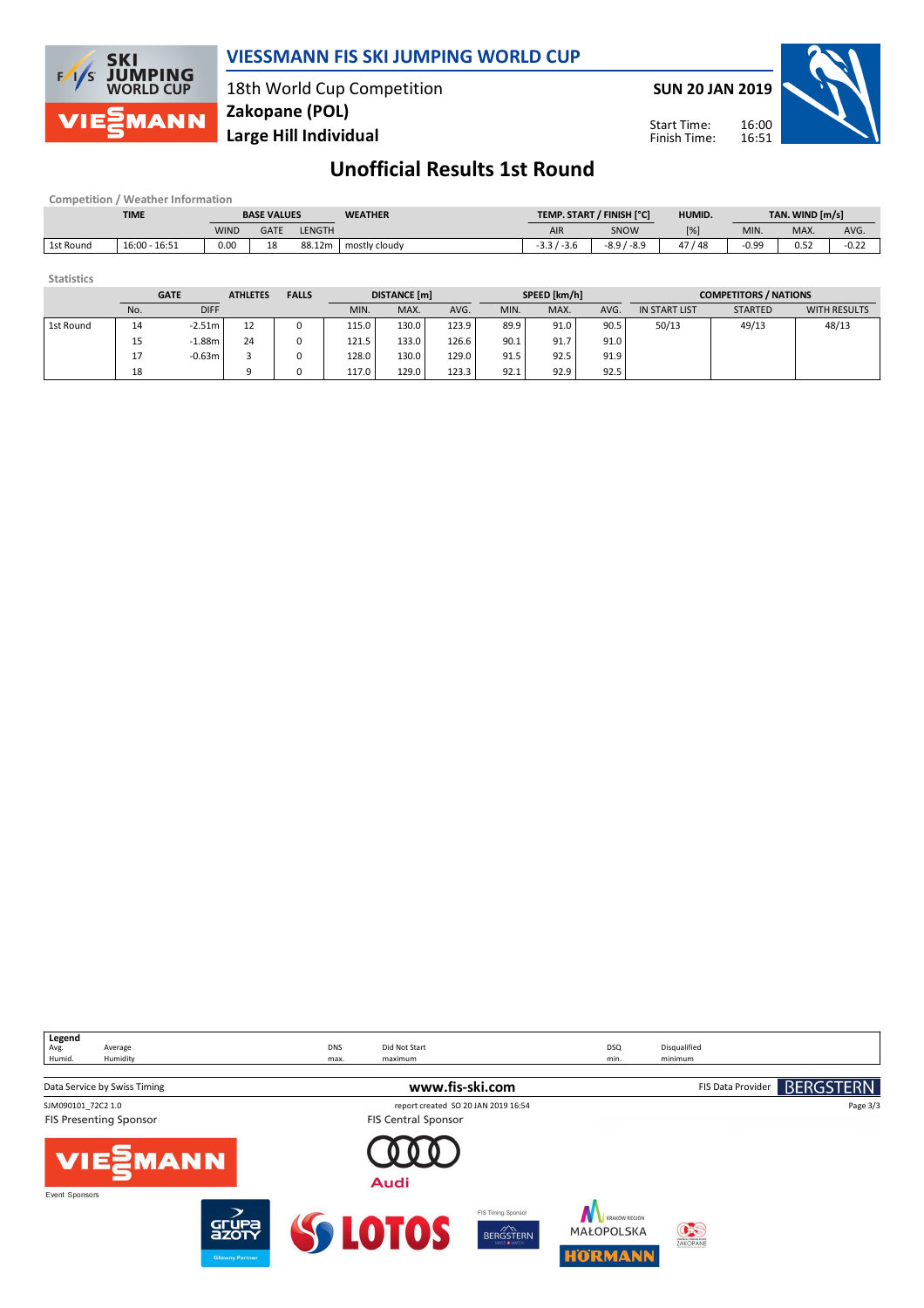# VIESSMANN FIS SKI JUMPING WORLD CUP

18th World Cup Competition
**Zakopane (POL)**
**Large Hill Individual**

**SUN 20 JAN 2019**

Start Time: 16:00
Finish Time: 16:51

## Unofficial Results 1st Round

Competition / Weather Information

| TIME | | BASE VALUES | | | WEATHER | TEMP. START / FINISH [°C] | | HUMID. | TAN. WIND [m/s] | | |
|---|---|---|---|---|---|---|---|---|---|---|---|
| | | WIND | GATE | LENGTH | | AIR | SNOW | [%] | MIN. | MAX. | AVG. |
| 1st Round | 16:00 - 16:51 | 0.00 | 18 | 88.12m | mostly cloudy | -3.3 / -3.6 | -8.9 / -8.9 | 47 / 48 | -0.99 | 0.52 | -0.22 |

Statistics

| | GATE | | ATHLETES | FALLS | DISTANCE [m] | | | SPEED [km/h] | | | COMPETITORS / NATIONS | | |
|---|---|---|---|---|---|---|---|---|---|---|---|---|---|
| | No. | DIFF | | | MIN. | MAX. | AVG. | MIN. | MAX. | AVG. | IN START LIST | STARTED | WITH RESULTS |
| 1st Round | 14 | -2.51m | 12 | 0 | 115.0 | 130.0 | 123.9 | 89.9 | 91.0 | 90.5 | 50/13 | 49/13 | 48/13 |
| | 15 | -1.88m | 24 | 0 | 121.5 | 133.0 | 126.6 | 90.1 | 91.7 | 91.0 | | | |
| | 17 | -0.63m | 3 | 0 | 128.0 | 130.0 | 129.0 | 91.5 | 92.5 | 91.9 | | | |
| | 18 | | 9 | 0 | 117.0 | 129.0 | 123.3 | 92.1 | 92.9 | 92.5 | | | |

**Legend**

| | | | | | |
|---|---|---|---|---|---|
| Avg. | Average | DNS | Did Not Start | DSQ | Disqualified |
| Humid. | Humidity | max. | maximum | min. | minimum |

Data Service by Swiss Timing — www.fis-ski.com — FIS Data Provider BERGSTERN

SJM090101_72C2 1.0 — report created SO 20 JAN 2019 16:54

FIS Presenting Sponsor — FIS Central Sponsor

Event Sponsors